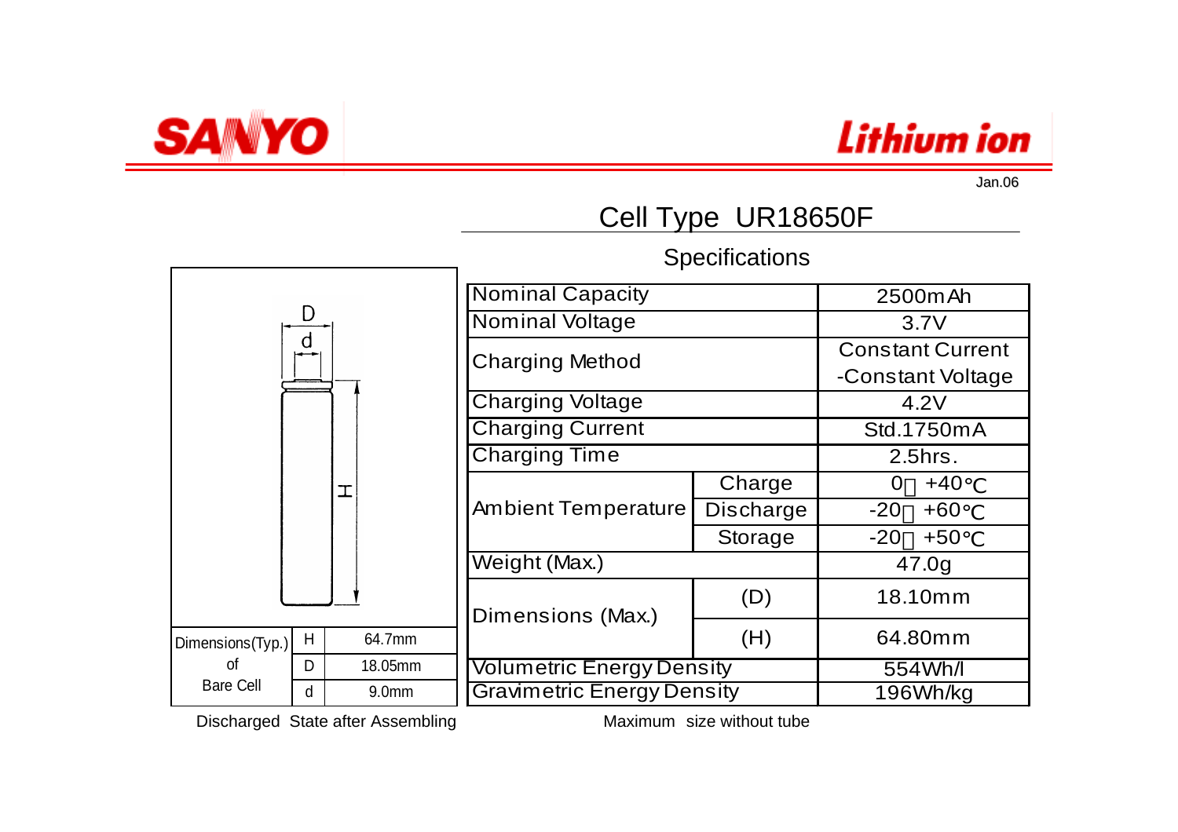SANYO

Lithium ion

Jan.06

# Cell Type UR18650F

## Specifications

| Dimensions(Typ.) of Bare Cell | | |
|---|---|---|
| | H | 64.7mm |
| | D | 18.05mm |
| | d | 9.0mm |

Discharged State after Assembling

| Item | | Value |
|---|---|---|
| Nominal Capacity | | 2500mAh |
| Nominal Voltage | | 3.7V |
| Charging Method | | Constant Current -Constant Voltage |
| Charging Voltage | | 4.2V |
| Charging Current | | Std.1750mA |
| Charging Time | | 2.5hrs. |
| Ambient Temperature | Charge | 0～+40℃ |
| | Discharge | -20～+60℃ |
| | Storage | -20～+50℃ |
| Weight (Max.) | | 47.0g |
| Dimensions (Max.) | (D) | 18.10mm |
| | (H) | 64.80mm |
| Volumetric Energy Density | | 554Wh/l |
| Gravimetric Energy Density | | 196Wh/kg |

Maximum size without tube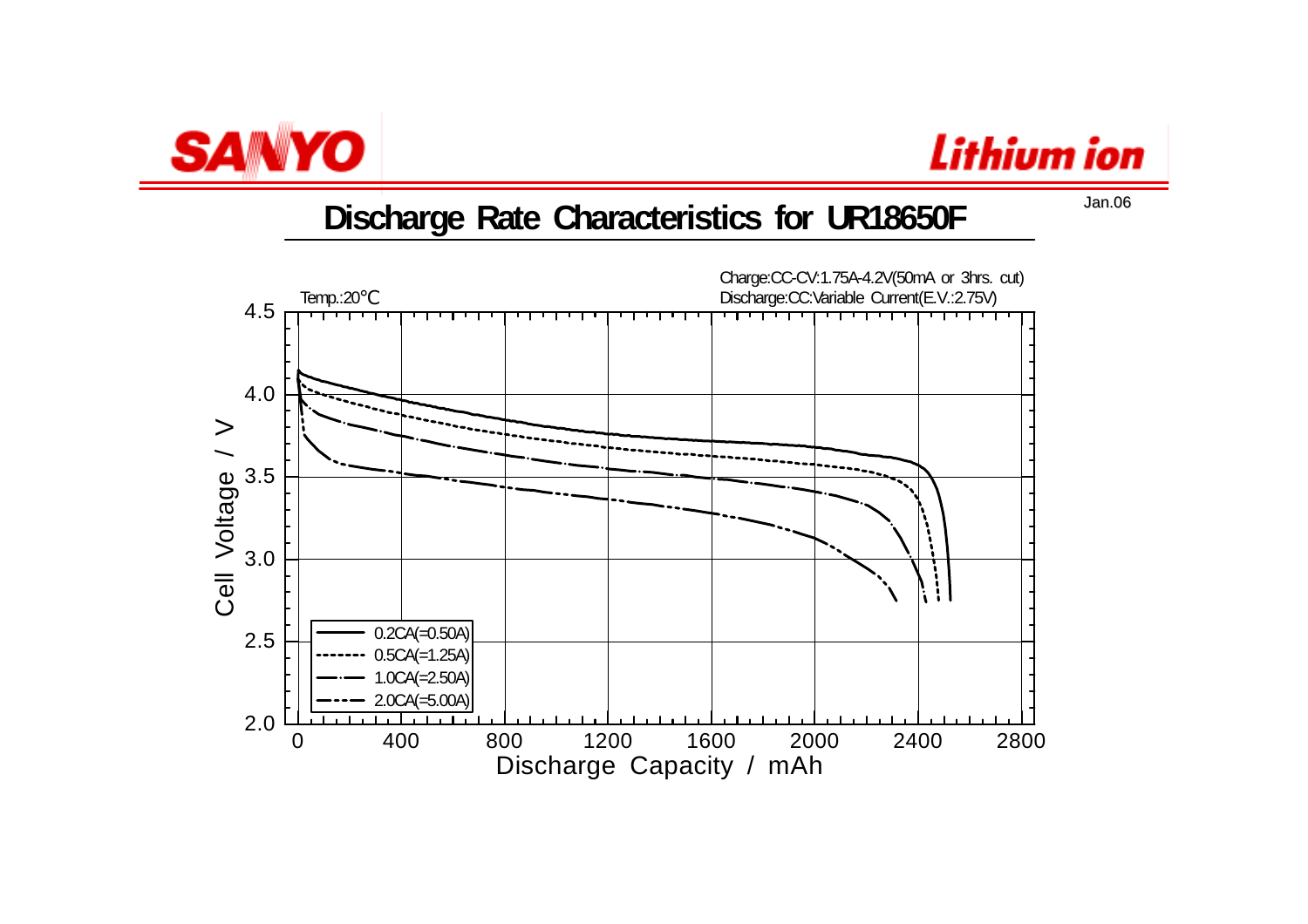SANYO

Lithium ion

Jan.06

# Discharge Rate Characteristics for UR18650F

Temp.:20℃

Charge:CC-CV:1.75A-4.2V(50mA or 3hrs. cut)
Discharge:CC:Variable Current(E.V.:2.75V)

Cell Voltage / V

Discharge Capacity / mAh

- 0.2CA(=0.50A)
- 0.5CA(=1.25A)
- 1.0CA(=2.50A)
- 2.0CA(=5.00A)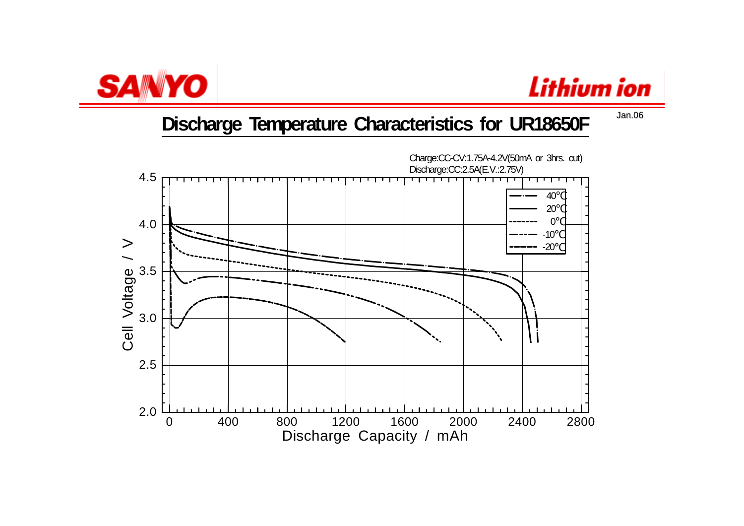SANYO

Lithium ion

Jan.06

# Discharge Temperature Characteristics for UR18650F

Charge:CC-CV:1.75A-4.2V(50mA or 3hrs. cut)
Discharge:CC:2.5A(E.V.:2.75V)

Legend: 40℃, 20℃, 0℃, -10℃, -20℃

Cell Voltage / V (2.0 – 4.5)

Discharge Capacity / mAh (0 – 2800)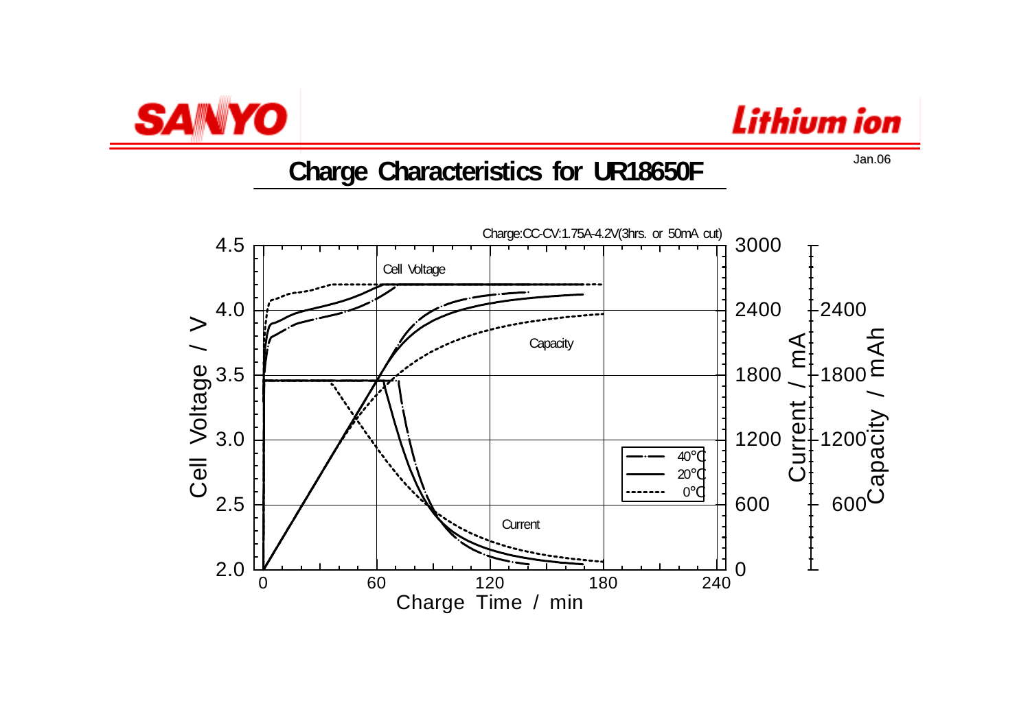SANYO

Lithium ion

Jan.06

# Charge Characteristics for UR18650F

Charge:CC-CV:1.75A-4.2V(3hrs. or 50mA cut)

Cell Voltage / V: 2.0, 2.5, 3.0, 3.5, 4.0, 4.5

Current / mA: 0, 600, 1200, 1800, 2400, 3000

Capacity / mAh: 600, 1200, 1800, 2400

Charge Time / min: 0, 60, 120, 180, 240

Cell Voltage

Capacity

Current

40°C
20°C
0°C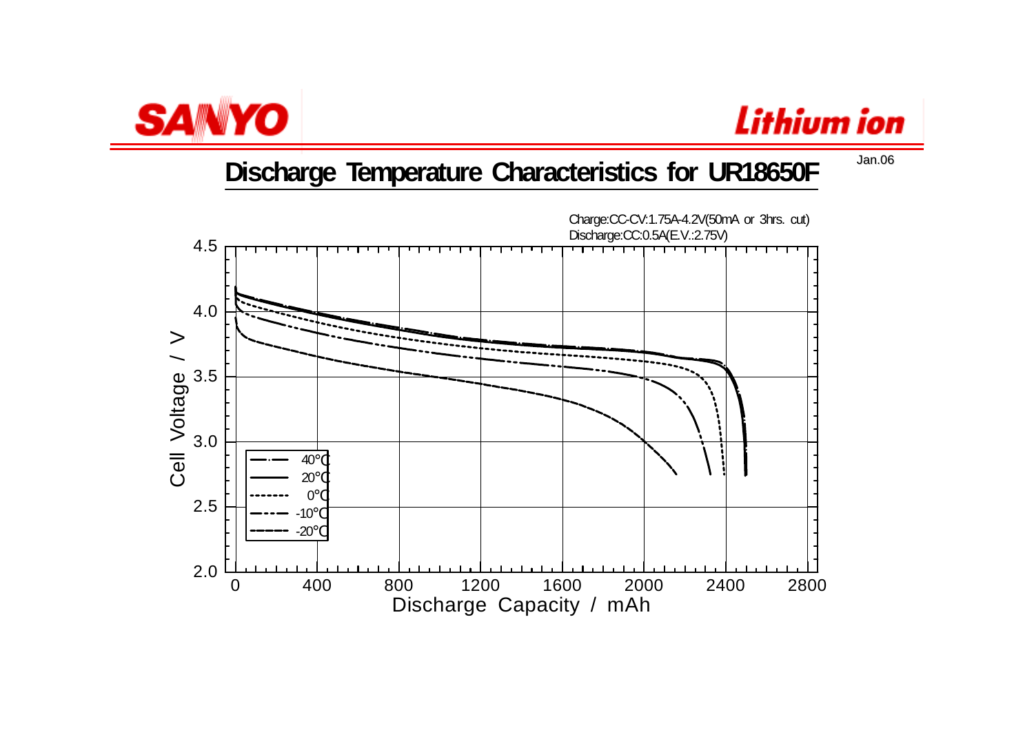SANYO

Lithium ion

Jan.06

# Discharge Temperature Characteristics for UR18650F

Charge:CC-CV:1.75A-4.2V(50mA or 3hrs. cut)
Discharge:CC:0.5A(E.V.:2.75V)

Cell Voltage / V

Discharge Capacity / mAh

40°C
20°C
0°C
-10°C
-20°C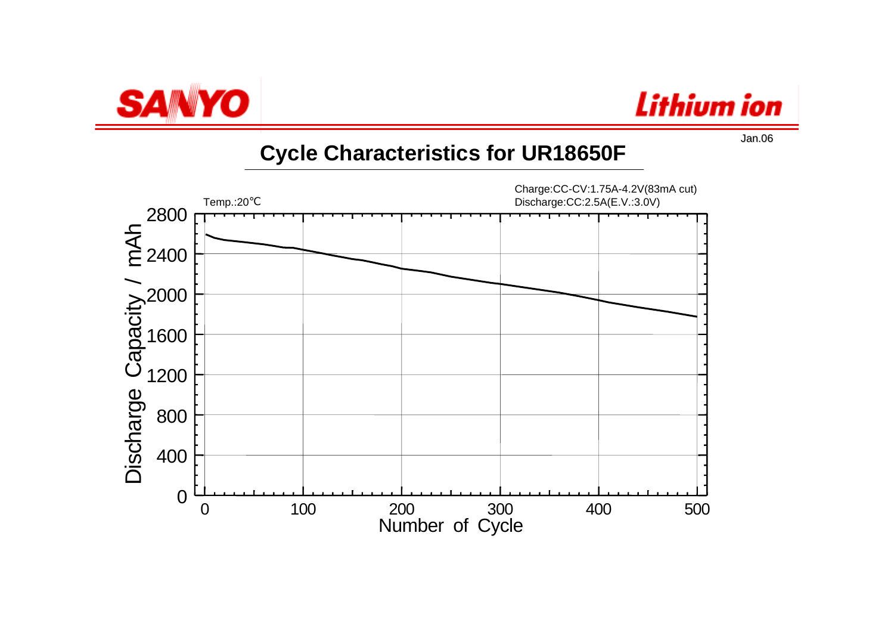SANYO

Lithium ion

Jan.06

## Cycle Characteristics for UR18650F

Charge:CC-CV:1.75A-4.2V(83mA cut)
Discharge:CC:2.5A(E.V.:3.0V)

Temp.:20℃

Discharge Capacity / mAh

2800
2400
2000
1600
1200
800
400
0

0
100
200
300
400
500

Number of Cycle